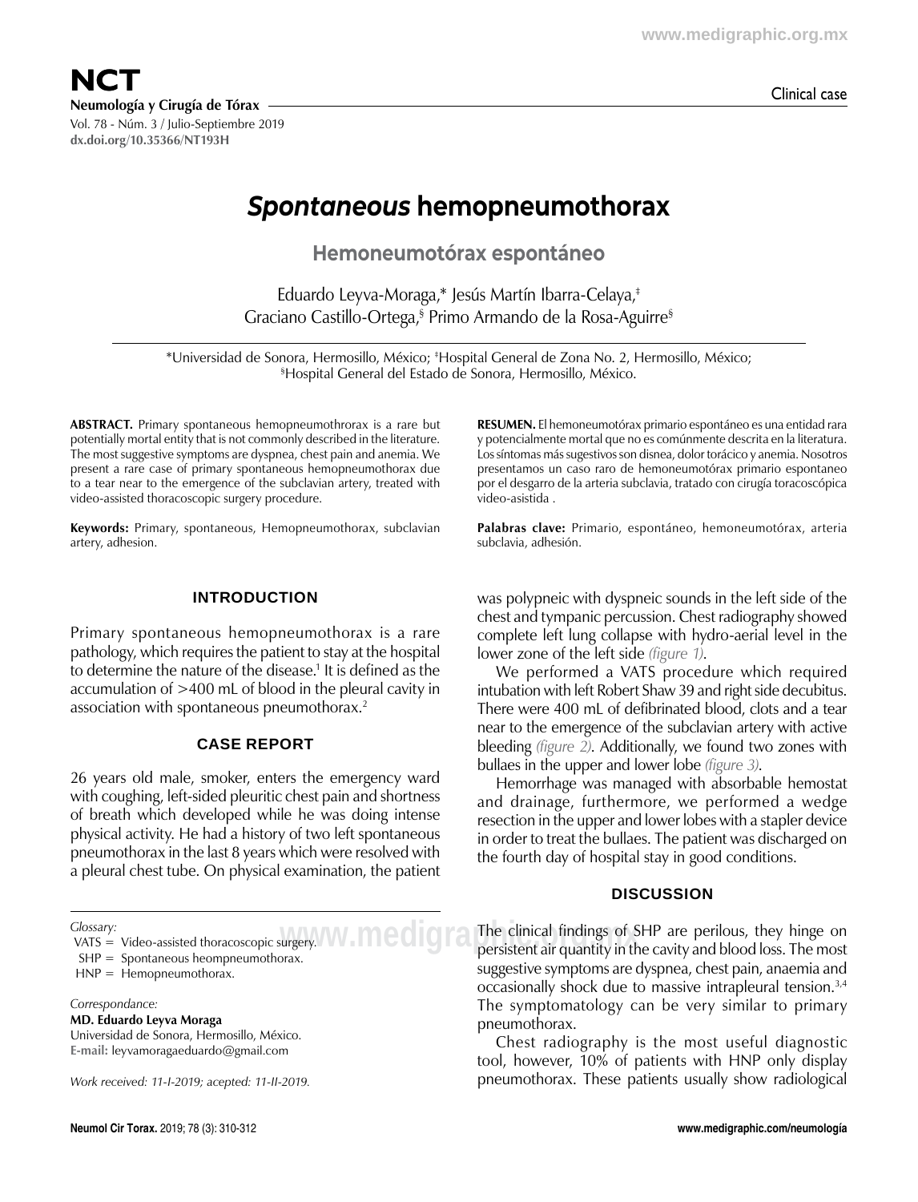Clinical case

# *Spontaneous* hemopneumothorax

## Hemoneumotórax espontáneo

Eduardo Leyva-Moraga,* Jesús Martín Ibarra-Celaya,‡ Graciano Castillo-Ortega,§ Primo Armando de la Rosa-Aguirre§

*Universidad de Sonora, Hermosillo, México; ‡Hospital General de Zona No. 2, Hermosillo, México; §Hospital General del Estado de Sonora, Hermosillo, México.

**ABSTRACT.** Primary spontaneous hemopneumothrorax is a rare but potentially mortal entity that is not commonly described in the literature. The most suggestive symptoms are dyspnea, chest pain and anemia. We present a rare case of primary spontaneous hemopneumothorax due to a tear near to the emergence of the subclavian artery, treated with video-assisted thoracoscopic surgery procedure.

**Keywords:** Primary, spontaneous, Hemopneumothorax, subclavian artery, adhesion.

**RESUMEN.** El hemoneumotórax primario espontáneo es una entidad rara y potencialmente mortal que no es comúnmente descrita en la literatura. Los síntomas más sugestivos son disnea, dolor torácico y anemia. Nosotros presentamos un caso raro de hemoneumotórax primario espontaneo por el desgarro de la arteria subclavia, tratado con cirugía toracoscópica video-asistida .

**Palabras clave:** Primario, espontáneo, hemoneumotórax, arteria subclavia, adhesión.

### INTRODUCTION

Primary spontaneous hemopneumothorax is a rare pathology, which requires the patient to stay at the hospital to determine the nature of the disease.[1] It is defined as the accumulation of >400 mL of blood in the pleural cavity in association with spontaneous pneumothorax.[2]

### CASE REPORT

26 years old male, smoker, enters the emergency ward with coughing, left-sided pleuritic chest pain and shortness of breath which developed while he was doing intense physical activity. He had a history of two left spontaneous pneumothorax in the last 8 years which were resolved with a pleural chest tube. On physical examination, the patient was polypneic with dyspneic sounds in the left side of the chest and tympanic percussion. Chest radiography showed complete left lung collapse with hydro-aerial level in the lower zone of the left side *(figure 1)*.

We performed a VATS procedure which required intubation with left Robert Shaw 39 and right side decubitus. There were 400 mL of defibrinated blood, clots and a tear near to the emergence of the subclavian artery with active bleeding *(figure 2)*. Additionally, we found two zones with bullaes in the upper and lower lobe *(figure 3)*.

Hemorrhage was managed with absorbable hemostat and drainage, furthermore, we performed a wedge resection in the upper and lower lobes with a stapler device in order to treat the bullaes. The patient was discharged on the fourth day of hospital stay in good conditions.

### DISCUSSION

The clinical findings of SHP are perilous, they hinge on persistent air quantity in the cavity and blood loss. The most suggestive symptoms are dyspnea, chest pain, anaemia and occasionally shock due to massive intrapleural tension.[3,4] The symptomatology can be very similar to primary pneumothorax.

Chest radiography is the most useful diagnostic tool, however, 10% of patients with HNP only display pneumothorax. These patients usually show radiological

*Glossary:*
VATS = Video-assisted thoracoscopic surgery.
SHP = Spontaneous heompneumothorax.
HNP = Hemopneumothorax.

*Correspondance:*
**MD. Eduardo Leyva Moraga**
Universidad de Sonora, Hermosillo, México.
**E-mail:** leyvamoragaeduardo@gmail.com

*Work received: 11-I-2019; acepted: 11-II-2019.*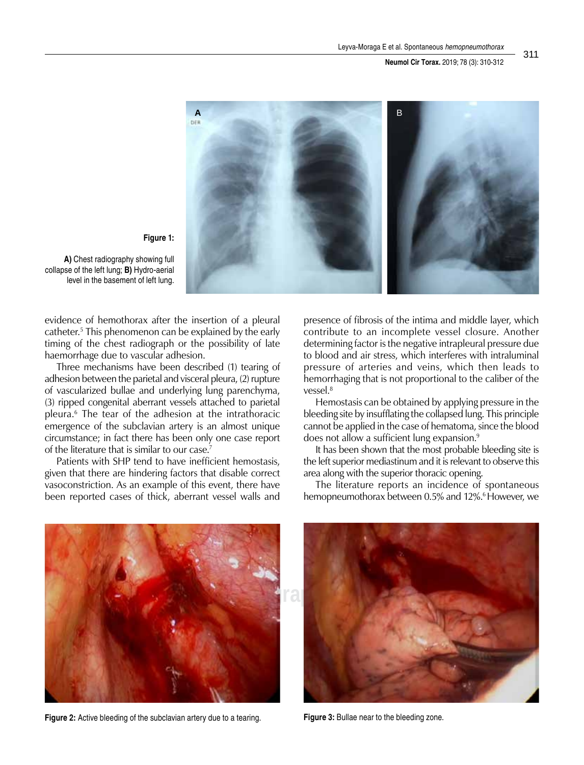**Figure 1:**

**A)** Chest radiography showing full collapse of the left lung; **B)** Hydro-aerial level in the basement of left lung.

evidence of hemothorax after the insertion of a pleural catheter.[5] This phenomenon can be explained by the early timing of the chest radiograph or the possibility of late haemorrhage due to vascular adhesion.

Three mechanisms have been described (1) tearing of adhesion between the parietal and visceral pleura, (2) rupture of vascularized bullae and underlying lung parenchyma, (3) ripped congenital aberrant vessels attached to parietal pleura.[6] The tear of the adhesion at the intrathoracic emergence of the subclavian artery is an almost unique circumstance; in fact there has been only one case report of the literature that is similar to our case.[7]

Patients with SHP tend to have inefficient hemostasis, given that there are hindering factors that disable correct vasoconstriction. As an example of this event, there have been reported cases of thick, aberrant vessel walls and presence of fibrosis of the intima and middle layer, which contribute to an incomplete vessel closure. Another determining factor is the negative intrapleural pressure due to blood and air stress, which interferes with intraluminal pressure of arteries and veins, which then leads to hemorrhaging that is not proportional to the caliber of the vessel.[8]

Hemostasis can be obtained by applying pressure in the bleeding site by insufflating the collapsed lung. This principle cannot be applied in the case of hematoma, since the blood does not allow a sufficient lung expansion.[9]

It has been shown that the most probable bleeding site is the left superior mediastinum and it is relevant to observe this area along with the superior thoracic opening.

The literature reports an incidence of spontaneous hemopneumothorax between 0.5% and 12%.[6] However, we

**Figure 2:** Active bleeding of the subclavian artery due to a tearing.

**Figure 3:** Bullae near to the bleeding zone.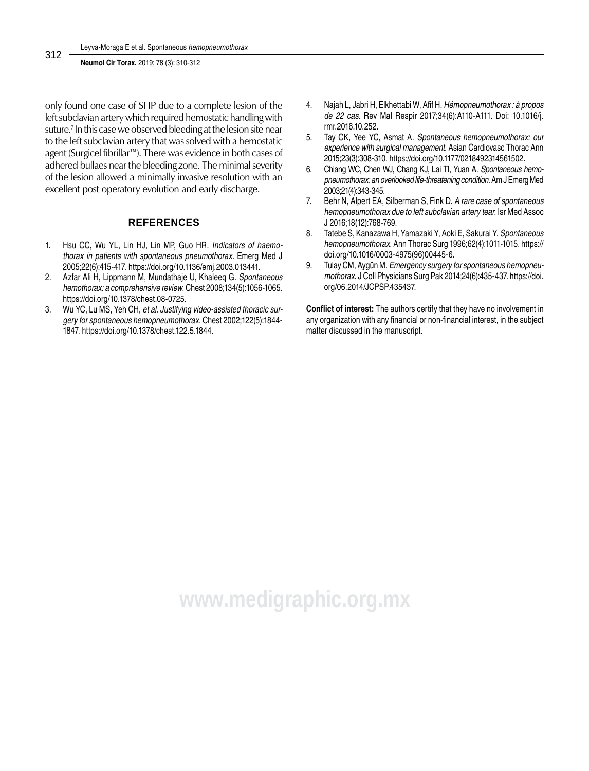only found one case of SHP due to a complete lesion of the left subclavian artery which required hemostatic handling with suture.[7] In this case we observed bleeding at the lesion site near to the left subclavian artery that was solved with a hemostatic agent (Surgicel fibrillar™). There was evidence in both cases of adhered bullaes near the bleeding zone. The minimal severity of the lesion allowed a minimally invasive resolution with an excellent post operatory evolution and early discharge.

## REFERENCES

1. Hsu CC, Wu YL, Lin HJ, Lin MP, Guo HR. *Indicators of haemothorax in patients with spontaneous pneumothorax.* Emerg Med J 2005;22(6):415-417. https://doi.org/10.1136/emj.2003.013441.
2. Azfar Ali H, Lippmann M, Mundathaje U, Khaleeq G. *Spontaneous hemothorax: a comprehensive review.* Chest 2008;134(5):1056-1065. https://doi.org/10.1378/chest.08-0725.
3. Wu YC, Lu MS, Yeh CH, *et al. Justifying video-assisted thoracic surgery for spontaneous hemopneumothorax.* Chest 2002;122(5):1844-1847. https://doi.org/10.1378/chest.122.5.1844.
4. Najah L, Jabri H, Elkhettabi W, Afif H. *Hémopneumothorax : à propos de 22 cas.* Rev Mal Respir 2017;34(6):A110-A111. Doi: 10.1016/j.rmr.2016.10.252.
5. Tay CK, Yee YC, Asmat A. *Spontaneous hemopneumothorax: our experience with surgical management.* Asian Cardiovasc Thorac Ann 2015;23(3):308-310. https://doi.org/10.1177/0218492314561502.
6. Chiang WC, Chen WJ, Chang KJ, Lai TI, Yuan A. *Spontaneous hemopneumothorax: an overlooked life-threatening condition.* Am J Emerg Med 2003;21(4):343-345.
7. Behr N, Alpert EA, Silberman S, Fink D. *A rare case of spontaneous hemopneumothorax due to left subclavian artery tear.* Isr Med Assoc J 2016;18(12):768-769.
8. Tatebe S, Kanazawa H, Yamazaki Y, Aoki E, Sakurai Y. *Spontaneous hemopneumothorax.* Ann Thorac Surg 1996;62(4):1011-1015. https://doi.org/10.1016/0003-4975(96)00445-6.
9. Tulay CM, Aygün M. *Emergency surgery for spontaneous hemopneumothorax.* J Coll Physicians Surg Pak 2014;24(6):435-437. https://doi.org/06.2014/JCPSP.435437.

**Conflict of interest:** The authors certify that they have no involvement in any organization with any financial or non-financial interest, in the subject matter discussed in the manuscript.

www.medigraphic.org.mx